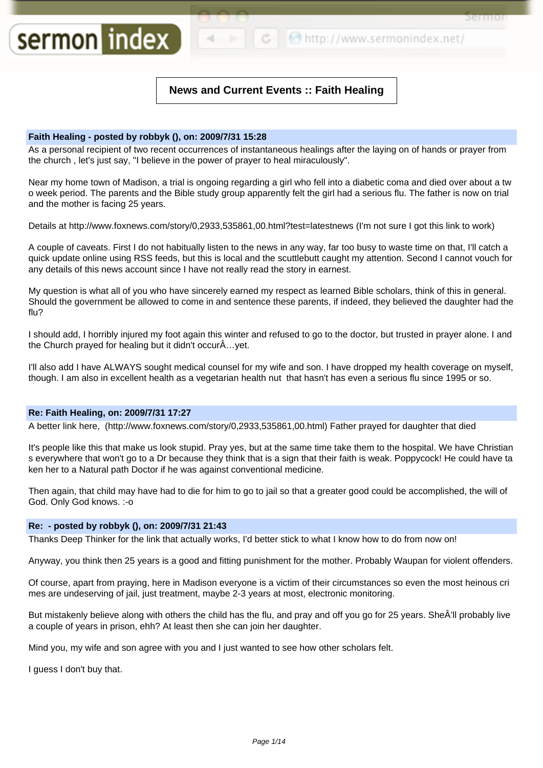# News and Current Events :: Faith Healing

**Faith Healing - posted by robbyk (), on: 2009/7/31 15:28**

As a personal recipient of two recent occurrences of instantaneous healings after the laying on of hands or prayer from the church , let's just say, "I believe in the power of prayer to heal miraculously".

Near my home town of Madison, a trial is ongoing regarding a girl who fell into a diabetic coma and died over about a two week period. The parents and the Bible study group apparently felt the girl had a serious flu. The father is now on trial and the mother is facing 25 years.

Details at http://www.foxnews.com/story/0,2933,535861,00.html?test=latestnews (I'm not sure I got this link to work)

A couple of caveats. First I do not habitually listen to the news in any way, far too busy to waste time on that, I'll catch a quick update online using RSS feeds, but this is local and the scuttlebutt caught my attention. Second I cannot vouch for any details of this news account since I have not really read the story in earnest.

My question is what all of you who have sincerely earned my respect as learned Bible scholars, think of this in general. Should the government be allowed to come in and sentence these parents, if indeed, they believed the daughter had the flu?

I should add, I horribly injured my foot again this winter and refused to go to the doctor, but trusted in prayer alone. I and the Church prayed for healing but it didn't occurÂ…yet.

I'll also add I have ALWAYS sought medical counsel for my wife and son. I have dropped my health coverage on myself, though. I am also in excellent health as a vegetarian health nut that hasn't has even a serious flu since 1995 or so.

**Re: Faith Healing, on: 2009/7/31 17:27**

A better link here, (http://www.foxnews.com/story/0,2933,535861,00.html) Father prayed for daughter that died

It's people like this that make us look stupid. Pray yes, but at the same time take them to the hospital. We have Christians everywhere that won't go to a Dr because they think that is a sign that their faith is weak. Poppycock! He could have taken her to a Natural path Doctor if he was against conventional medicine.

Then again, that child may have had to die for him to go to jail so that a greater good could be accomplished, the will of God. Only God knows. :-o

**Re: - posted by robbyk (), on: 2009/7/31 21:43**

Thanks Deep Thinker for the link that actually works, I'd better stick to what I know how to do from now on!

Anyway, you think then 25 years is a good and fitting punishment for the mother. Probably Waupan for violent offenders.

Of course, apart from praying, here in Madison everyone is a victim of their circumstances so even the most heinous crimes are undeserving of jail, just treatment, maybe 2-3 years at most, electronic monitoring.

But mistakenly believe along with others the child has the flu, and pray and off you go for 25 years. SheÂ'll probably live a couple of years in prison, ehh? At least then she can join her daughter.

Mind you, my wife and son agree with you and I just wanted to see how other scholars felt.

I guess I don't buy that.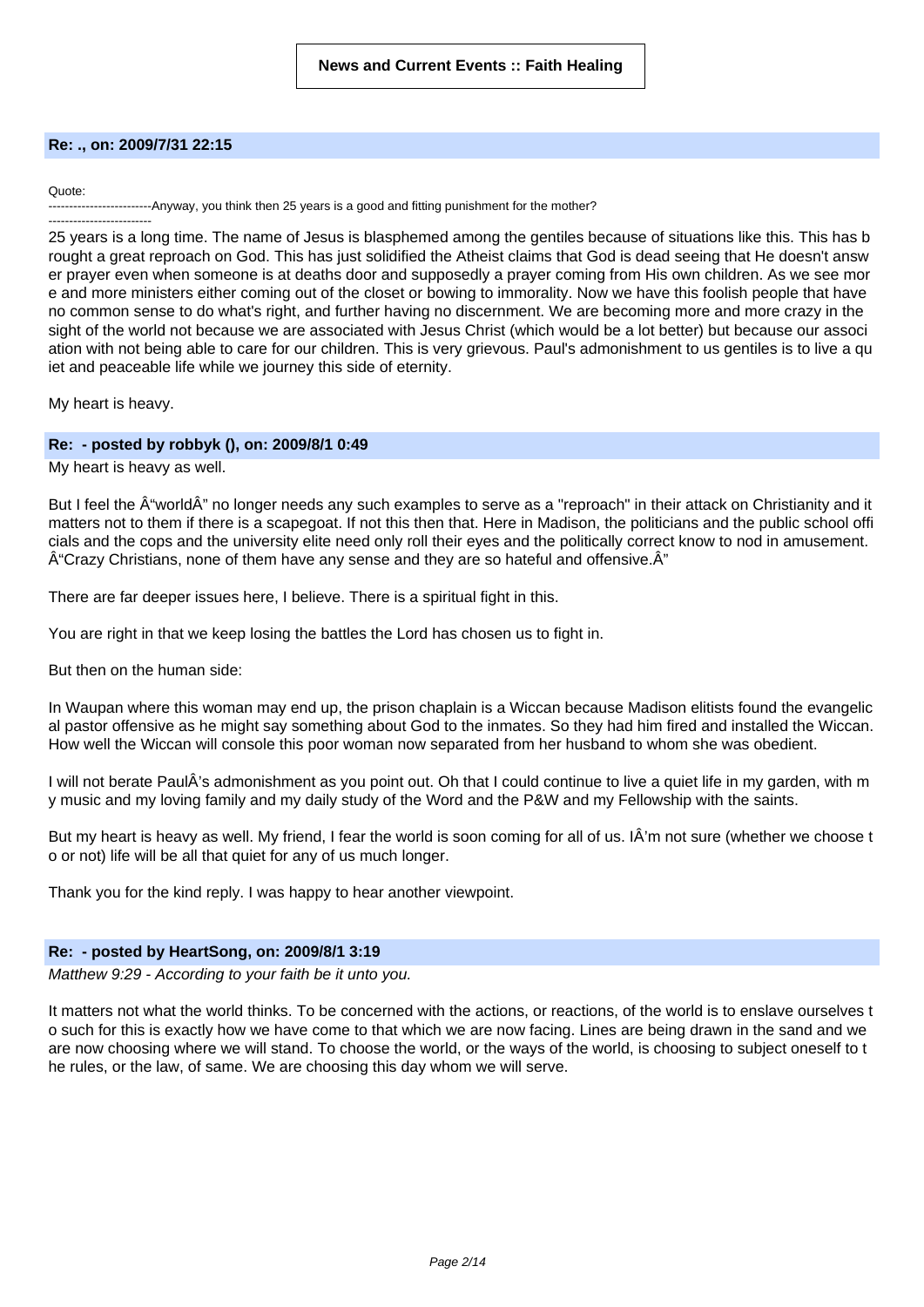**News and Current Events :: Faith Healing**

### Re: ., on: 2009/7/31 22:15

Quote:
-------------------------Anyway, you think then 25 years is a good and fitting punishment for the mother?
-------------------------

25 years is a long time. The name of Jesus is blasphemed among the gentiles because of situations like this. This has brought a great reproach on God. This has just solidified the Atheist claims that God is dead seeing that He doesn't answer prayer even when someone is at deaths door and supposedly a prayer coming from His own children. As we see more and more ministers either coming out of the closet or bowing to immorality. Now we have this foolish people that have no common sense to do what's right, and further having no discernment. We are becoming more and more crazy in the sight of the world not because we are associated with Jesus Christ (which would be a lot better) but because our association with not being able to care for our children. This is very grievous. Paul's admonishment to us gentiles is to live a quiet and peaceable life while we journey this side of eternity.

My heart is heavy.

### Re: - posted by robbyk (), on: 2009/8/1 0:49

My heart is heavy as well.

But I feel the Â“worldÂ” no longer needs any such examples to serve as a "reproach" in their attack on Christianity and it matters not to them if there is a scapegoat. If not this then that. Here in Madison, the politicians and the public school officials and the cops and the university elite need only roll their eyes and the politically correct know to nod in amusement. Â“Crazy Christians, none of them have any sense and they are so hateful and offensive.Â”

There are far deeper issues here, I believe. There is a spiritual fight in this.

You are right in that we keep losing the battles the Lord has chosen us to fight in.

But then on the human side:

In Waupan where this woman may end up, the prison chaplain is a Wiccan because Madison elitists found the evangelical pastor offensive as he might say something about God to the inmates. So they had him fired and installed the Wiccan. How well the Wiccan will console this poor woman now separated from her husband to whom she was obedient.

I will not berate PaulÂ's admonishment as you point out. Oh that I could continue to live a quiet life in my garden, with my music and my loving family and my daily study of the Word and the P&W and my Fellowship with the saints.

But my heart is heavy as well. My friend, I fear the world is soon coming for all of us. IÂ'm not sure (whether we choose to or not) life will be all that quiet for any of us much longer.

Thank you for the kind reply. I was happy to hear another viewpoint.

### Re: - posted by HeartSong, on: 2009/8/1 3:19

*Matthew 9:29 - According to your faith be it unto you.*

It matters not what the world thinks. To be concerned with the actions, or reactions, of the world is to enslave ourselves to such for this is exactly how we have come to that which we are now facing. Lines are being drawn in the sand and we are now choosing where we will stand. To choose the world, or the ways of the world, is choosing to subject oneself to the rules, or the law, of same. We are choosing this day whom we will serve.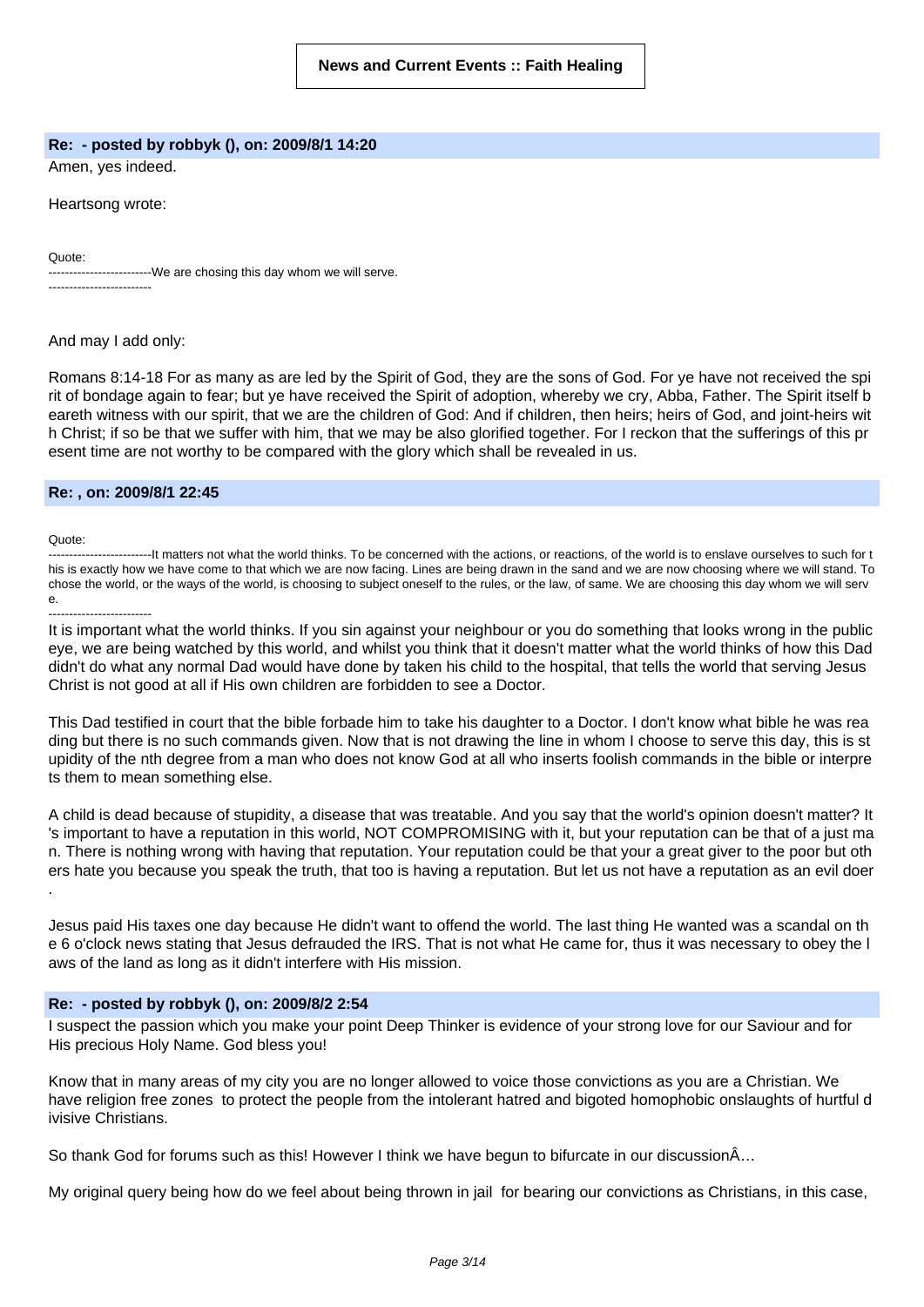**News and Current Events :: Faith Healing**

**Re: - posted by robbyk (), on: 2009/8/1 14:20**

Amen, yes indeed.

Heartsong wrote:

Quote:
-------------------------We are chosing this day whom we will serve.
-------------------------

And may I add only:

Romans 8:14-18 For as many as are led by the Spirit of God, they are the sons of God. For ye have not received the spirit of bondage again to fear; but ye have received the Spirit of adoption, whereby we cry, Abba, Father. The Spirit itself beareth witness with our spirit, that we are the children of God: And if children, then heirs; heirs of God, and joint-heirs with Christ; if so be that we suffer with him, that we may be also glorified together. For I reckon that the sufferings of this present time are not worthy to be compared with the glory which shall be revealed in us.

**Re: , on: 2009/8/1 22:45**

Quote:
-------------------------It matters not what the world thinks. To be concerned with the actions, or reactions, of the world is to enslave ourselves to such for this is exactly how we have come to that which we are now facing. Lines are being drawn in the sand and we are now choosing where we will stand. To chose the world, or the ways of the world, is choosing to subject oneself to the rules, or the law, of same. We are choosing this day whom we will serve.
-------------------------

It is important what the world thinks. If you sin against your neighbour or you do something that looks wrong in the public eye, we are being watched by this world, and whilst you think that it doesn't matter what the world thinks of how this Dad didn't do what any normal Dad would have done by taken his child to the hospital, that tells the world that serving Jesus Christ is not good at all if His own children are forbidden to see a Doctor.

This Dad testified in court that the bible forbade him to take his daughter to a Doctor. I don't know what bible he was reading but there is no such commands given. Now that is not drawing the line in whom I choose to serve this day, this is stupidity of the nth degree from a man who does not know God at all who inserts foolish commands in the bible or interprets them to mean something else.

A child is dead because of stupidity, a disease that was treatable. And you say that the world's opinion doesn't matter? It's important to have a reputation in this world, NOT COMPROMISING with it, but your reputation can be that of a just man. There is nothing wrong with having that reputation. Your reputation could be that your a great giver to the poor but others hate you because you speak the truth, that too is having a reputation. But let us not have a reputation as an evil doer.

Jesus paid His taxes one day because He didn't want to offend the world. The last thing He wanted was a scandal on the 6 o'clock news stating that Jesus defrauded the IRS. That is not what He came for, thus it was necessary to obey the laws of the land as long as it didn't interfere with His mission.

**Re: - posted by robbyk (), on: 2009/8/2 2:54**

I suspect the passion which you make your point Deep Thinker is evidence of your strong love for our Saviour and for His precious Holy Name. God bless you!

Know that in many areas of my city you are no longer allowed to voice those convictions as you are a Christian. We have religion free zones to protect the people from the intolerant hatred and bigoted homophobic onslaughts of hurtful divisive Christians.

So thank God for forums such as this! However I think we have begun to bifurcate in our discussionÂ…

My original query being how do we feel about being thrown in jail for bearing our convictions as Christians, in this case,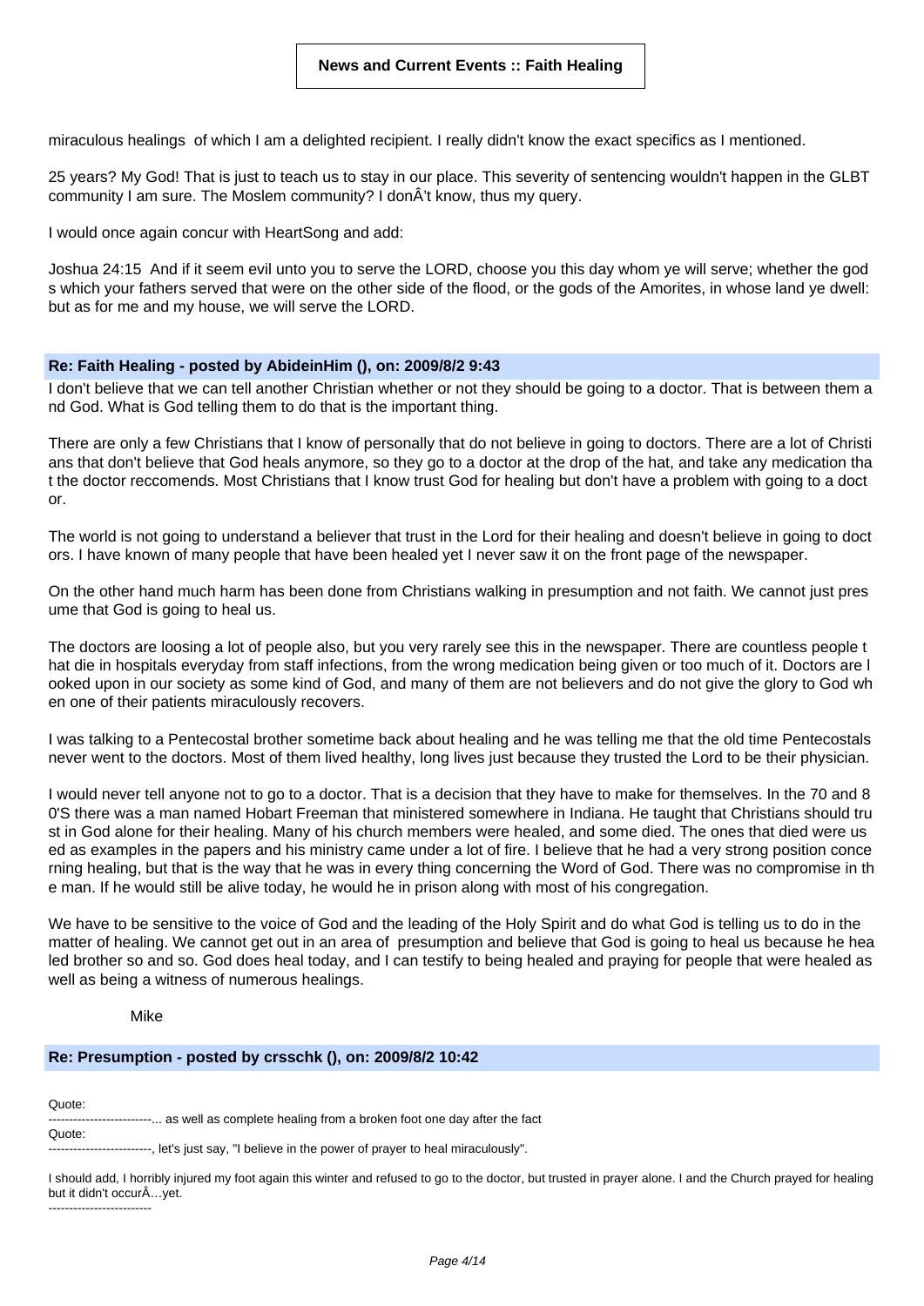miraculous healings of which I am a delighted recipient. I really didn't know the exact specifics as I mentioned.

25 years? My God! That is just to teach us to stay in our place. This severity of sentencing wouldn't happen in the GLBT community I am sure. The Moslem community? I donÂ't know, thus my query.

I would once again concur with HeartSong and add:

Joshua 24:15 And if it seem evil unto you to serve the LORD, choose you this day whom ye will serve; whether the gods which your fathers served that were on the other side of the flood, or the gods of the Amorites, in whose land ye dwell: but as for me and my house, we will serve the LORD.

### Re: Faith Healing - posted by AbideinHim (), on: 2009/8/2 9:43

I don't believe that we can tell another Christian whether or not they should be going to a doctor. That is between them and God. What is God telling them to do that is the important thing.

There are only a few Christians that I know of personally that do not believe in going to doctors. There are a lot of Christians that don't believe that God heals anymore, so they go to a doctor at the drop of the hat, and take any medication that the doctor reccomends. Most Christians that I know trust God for healing but don't have a problem with going to a doctor.

The world is not going to understand a believer that trust in the Lord for their healing and doesn't believe in going to doctors. I have known of many people that have been healed yet I never saw it on the front page of the newspaper.

On the other hand much harm has been done from Christians walking in presumption and not faith. We cannot just presume that God is going to heal us.

The doctors are loosing a lot of people also, but you very rarely see this in the newspaper. There are countless people that die in hospitals everyday from staff infections, from the wrong medication being given or too much of it. Doctors are looked upon in our society as some kind of God, and many of them are not believers and do not give the glory to God when one of their patients miraculously recovers.

I was talking to a Pentecostal brother sometime back about healing and he was telling me that the old time Pentecostals never went to the doctors. Most of them lived healthy, long lives just because they trusted the Lord to be their physician.

I would never tell anyone not to go to a doctor. That is a decision that they have to make for themselves. In the 70 and 80'S there was a man named Hobart Freeman that ministered somewhere in Indiana. He taught that Christians should trust in God alone for their healing. Many of his church members were healed, and some died. The ones that died were used as examples in the papers and his ministry came under a lot of fire. I believe that he had a very strong position concerning healing, but that is the way that he was in every thing concerning the Word of God. There was no compromise in the man. If he would still be alive today, he would he in prison along with most of his congregation.

We have to be sensitive to the voice of God and the leading of the Holy Spirit and do what God is telling us to do in the matter of healing. We cannot get out in an area of presumption and believe that God is going to heal us because he healed brother so and so. God does heal today, and I can testify to being healed and praying for people that were healed as well as being a witness of numerous healings.

Mike

### Re: Presumption - posted by crsschk (), on: 2009/8/2 10:42

Quote:
-------------------------... as well as complete healing from a broken foot one day after the fact

Quote:
-------------------------, let's just say, "I believe in the power of prayer to heal miraculously".

I should add, I horribly injured my foot again this winter and refused to go to the doctor, but trusted in prayer alone. I and the Church prayed for healing but it didn't occurÂ…yet.
-------------------------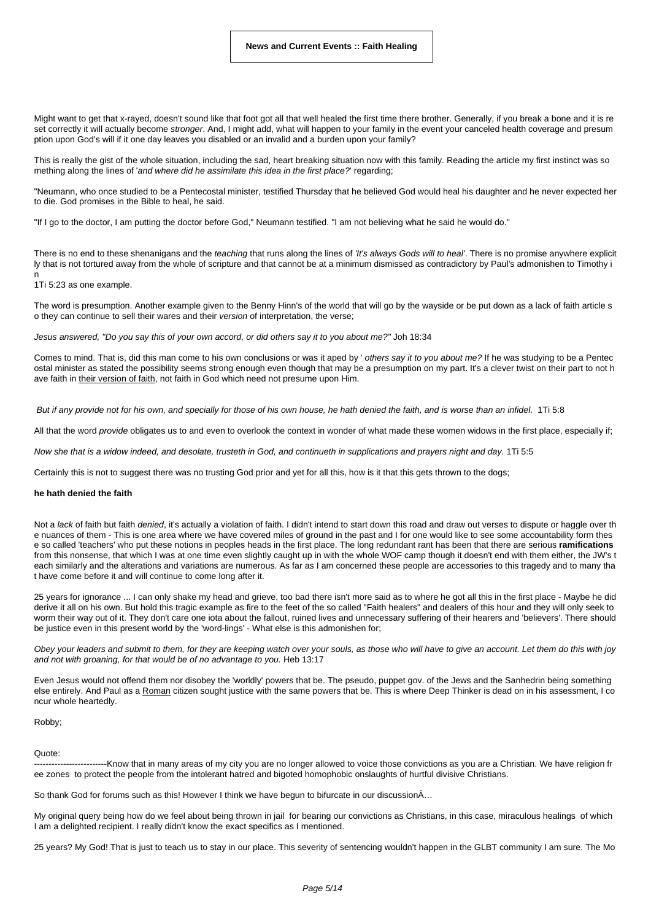**News and Current Events :: Faith Healing**

Might want to get that x-rayed, doesn't sound like that foot got all that well healed the first time there brother. Generally, if you break a bone and it is reset correctly it will actually become *stronger*. And, I might add, what will happen to your family in the event your canceled health coverage and presumption upon God's will if it one day leaves you disabled or an invalid and a burden upon your family?

This is really the gist of the whole situation, including the sad, heart breaking situation now with this family. Reading the article my first instinct was so mething along the lines of '*and where did he assimilate this idea in the first place?*' regarding;

"Neumann, who once studied to be a Pentecostal minister, testified Thursday that he believed God would heal his daughter and he never expected her to die. God promises in the Bible to heal, he said.

"If I go to the doctor, I am putting the doctor before God," Neumann testified. "I am not believing what he said he would do."

There is no end to these shenanigans and the *teaching* that runs along the lines of *'It's always Gods will to heal'*. There is no promise anywhere explicitly that is not tortured away from the whole of scripture and that cannot be at a minimum dismissed as contradictory by Paul's admonishen to Timothy in
1Ti 5:23 as one example.

The word is presumption. Another example given to the Benny Hinn's of the world that will go by the wayside or be put down as a lack of faith article so they can continue to sell their wares and their *version* of interpretation, the verse;

*Jesus answered, "Do you say this of your own accord, or did others say it to you about me?"* Joh 18:34

Comes to mind. That is, did this man come to his own conclusions or was it aped by ' *others say it to you about me?* If he was studying to be a Pentecostal minister as stated the possibility seems strong enough even though that may be a presumption on my part. It's a clever twist on their part to not have faith in <u>their version of faith</u>, not faith in God which need not presume upon Him.

*But if any provide not for his own, and specially for those of his own house, he hath denied the faith, and is worse than an infidel.* 1Ti 5:8

All that the word *provide* obligates us to and even to overlook the context in wonder of what made these women widows in the first place, especially if;

*Now she that is a widow indeed, and desolate, trusteth in God, and continueth in supplications and prayers night and day.* 1Ti 5:5

Certainly this is not to suggest there was no trusting God prior and yet for all this, how is it that this gets thrown to the dogs;

**he hath denied the faith**

Not a *lack* of faith but faith *denied*, it's actually a violation of faith. I didn't intend to start down this road and draw out verses to dispute or haggle over the nuances of them - This is one area where we have covered miles of ground in the past and I for one would like to see some accountability form these so called 'teachers' who put these notions in peoples heads in the first place. The long redundant rant has been that there are serious **ramifications** from this nonsense, that which I was at one time even slightly caught up in with the whole WOF camp though it doesn't end with them either, the JW's teach similarly and the alterations and variations are numerous. As far as I am concerned these people are accessories to this tragedy and to many that have come before it and will continue to come long after it.

25 years for ignorance ... I can only shake my head and grieve, too bad there isn't more said as to where he got all this in the first place - Maybe he did derive it all on his own. But hold this tragic example as fire to the feet of the so called "Faith healers" and dealers of this hour and they will only seek to worm their way out of it. They don't care one iota about the fallout, ruined lives and unnecessary suffering of their hearers and 'believers'. There should be justice even in this present world by the 'word-lings' - What else is this admonishen for;

*Obey your leaders and submit to them, for they are keeping watch over your souls, as those who will have to give an account. Let them do this with joy and not with groaning, for that would be of no advantage to you.* Heb 13:17

Even Jesus would not offend them nor disobey the 'worldly' powers that be. The pseudo, puppet gov. of the Jews and the Sanhedrin being something else entirely. And Paul as a <u>Roman</u> citizen sought justice with the same powers that be. This is where Deep Thinker is dead on in his assessment, I concur whole heartedly.

Robby;

Quote:
-------------------------Know that in many areas of my city you are no longer allowed to voice those convictions as you are a Christian. We have religion free zones to protect the people from the intolerant hatred and bigoted homophobic onslaughts of hurtful divisive Christians.

So thank God for forums such as this! However I think we have begun to bifurcate in our discussionÂ…

My original query being how do we feel about being thrown in jail for bearing our convictions as Christians, in this case, miraculous healings of which I am a delighted recipient. I really didn't know the exact specifics as I mentioned.

25 years? My God! That is just to teach us to stay in our place. This severity of sentencing wouldn't happen in the GLBT community I am sure. The Mo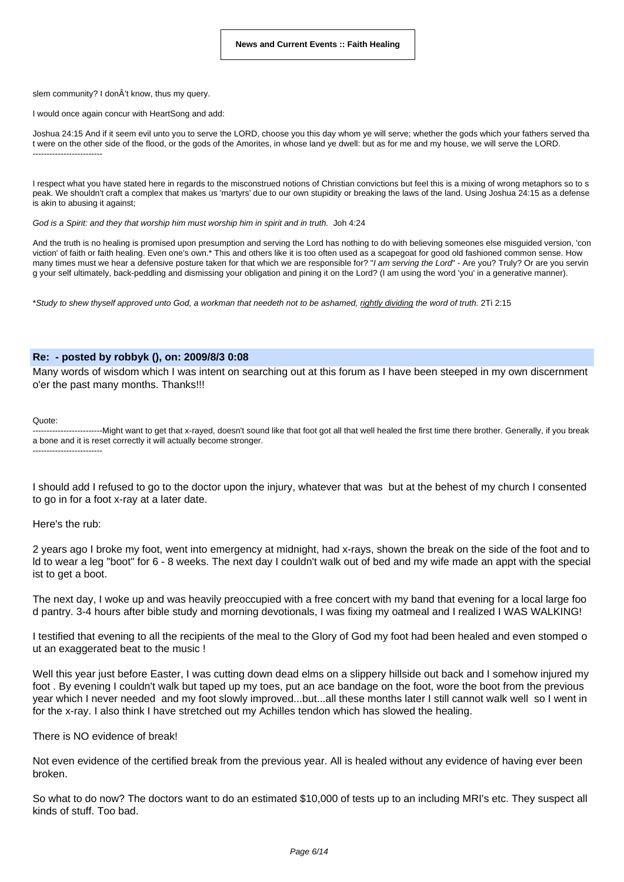slem community? I donÂ't know, thus my query.

I would once again concur with HeartSong and add:

Joshua 24:15 And if it seem evil unto you to serve the LORD, choose you this day whom ye will serve; whether the gods which your fathers served that were on the other side of the flood, or the gods of the Amorites, in whose land ye dwell: but as for me and my house, we will serve the LORD.

-------------------------

I respect what you have stated here in regards to the misconstrued notions of Christian convictions but feel this is a mixing of wrong metaphors so to speak. We shouldn't craft a complex that makes us 'martyrs' due to our own stupidity or breaking the laws of the land. Using Joshua 24:15 as a defense is akin to abusing it against;

*God is a Spirit: and they that worship him must worship him in spirit and in truth.* Joh 4:24

And the truth is no healing is promised upon presumption and serving the Lord has nothing to do with believing someones else misguided version, 'conviction' of faith or faith healing. Even one's own.* This and others like it is too often used as a scapegoat for good old fashioned common sense. How many times must we hear a defensive posture taken for that which we are responsible for? "*I am serving the Lord*" - Are you? Truly? Or are you serving your self ultimately, back-peddling and dismissing your obligation and pining it on the Lord? (I am using the word 'you' in a generative manner).

**Study to shew thyself approved unto God, a workman that needeth not to be ashamed, rightly dividing the word of truth.* 2Ti 2:15

## Re: - posted by robbyk (), on: 2009/8/3 0:08

Many words of wisdom which I was intent on searching out at this forum as I have been steeped in my own discernment o'er the past many months. Thanks!!!

Quote:

-------------------------Might want to get that x-rayed, doesn't sound like that foot got all that well healed the first time there brother. Generally, if you break a bone and it is reset correctly it will actually become stronger.

-------------------------

I should add I refused to go to the doctor upon the injury, whatever that was but at the behest of my church I consented to go in for a foot x-ray at a later date.

Here's the rub:

2 years ago I broke my foot, went into emergency at midnight, had x-rays, shown the break on the side of the foot and told to wear a leg "boot" for 6 - 8 weeks. The next day I couldn't walk out of bed and my wife made an appt with the specialist to get a boot.

The next day, I woke up and was heavily preoccupied with a free concert with my band that evening for a local large food pantry. 3-4 hours after bible study and morning devotionals, I was fixing my oatmeal and I realized I WAS WALKING!

I testified that evening to all the recipients of the meal to the Glory of God my foot had been healed and even stomped out an exaggerated beat to the music !

Well this year just before Easter, I was cutting down dead elms on a slippery hillside out back and I somehow injured my foot . By evening I couldn't walk but taped up my toes, put an ace bandage on the foot, wore the boot from the previous year which I never needed and my foot slowly improved...but...all these months later I still cannot walk well so I went in for the x-ray. I also think I have stretched out my Achilles tendon which has slowed the healing.

There is NO evidence of break!

Not even evidence of the certified break from the previous year. All is healed without any evidence of having ever been broken.

So what to do now? The doctors want to do an estimated $10,000 of tests up to an including MRI's etc. They suspect all kinds of stuff. Too bad.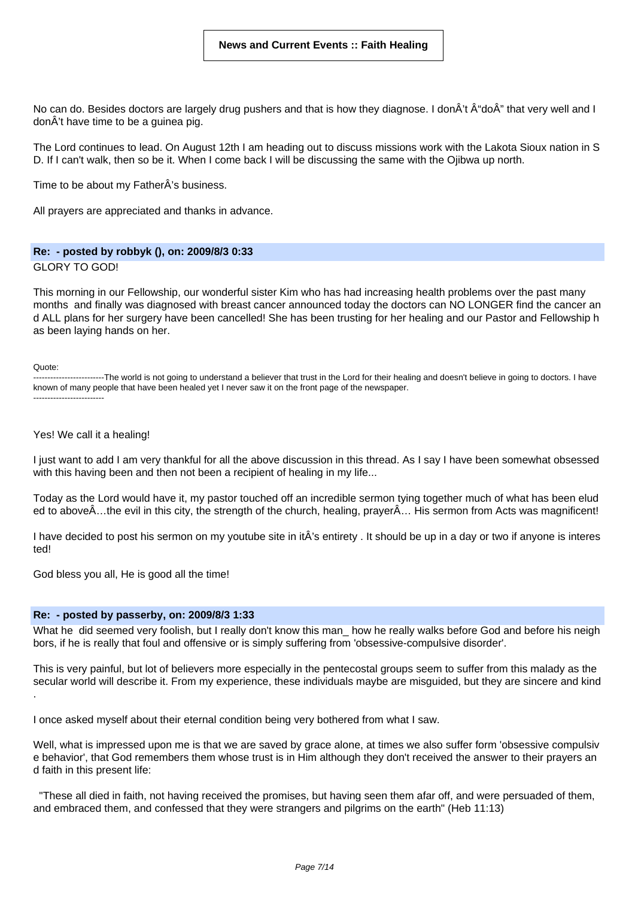No can do. Besides doctors are largely drug pushers and that is how they diagnose. I donÂ't Â"doÂ" that very well and I donÂ't have time to be a guinea pig.

The Lord continues to lead. On August 12th I am heading out to discuss missions work with the Lakota Sioux nation in S D. If I can't walk, then so be it. When I come back I will be discussing the same with the Ojibwa up north.

Time to be about my FatherÂ's business.

All prayers are appreciated and thanks in advance.

**Re: - posted by robbyk (), on: 2009/8/3 0:33**

GLORY TO GOD!

This morning in our Fellowship, our wonderful sister Kim who has had increasing health problems over the past many months and finally was diagnosed with breast cancer announced today the doctors can NO LONGER find the cancer and ALL plans for her surgery have been cancelled! She has been trusting for her healing and our Pastor and Fellowship has been laying hands on her.

Quote:
-------------------------The world is not going to understand a believer that trust in the Lord for their healing and doesn't believe in going to doctors. I have known of many people that have been healed yet I never saw it on the front page of the newspaper.
-------------------------

Yes! We call it a healing!

I just want to add I am very thankful for all the above discussion in this thread. As I say I have been somewhat obsessed with this having been and then not been a recipient of healing in my life...

Today as the Lord would have it, my pastor touched off an incredible sermon tying together much of what has been eluded to aboveÂ…the evil in this city, the strength of the church, healing, prayerÂ… His sermon from Acts was magnificent!

I have decided to post his sermon on my youtube site in itÂ's entirety . It should be up in a day or two if anyone is interested!

God bless you all, He is good all the time!

**Re: - posted by passerby, on: 2009/8/3 1:33**

What he did seemed very foolish, but I really don't know this man_ how he really walks before God and before his neighbors, if he is really that foul and offensive or is simply suffering from 'obsessive-compulsive disorder'.

This is very painful, but lot of believers more especially in the pentecostal groups seem to suffer from this malady as the secular world will describe it. From my experience, these individuals maybe are misguided, but they are sincere and kind.

I once asked myself about their eternal condition being very bothered from what I saw.

Well, what is impressed upon me is that we are saved by grace alone, at times we also suffer form 'obsessive compulsive behavior', that God remembers them whose trust is in Him although they don't received the answer to their prayers and faith in this present life:

"These all died in faith, not having received the promises, but having seen them afar off, and were persuaded of them, and embraced them, and confessed that they were strangers and pilgrims on the earth" (Heb 11:13)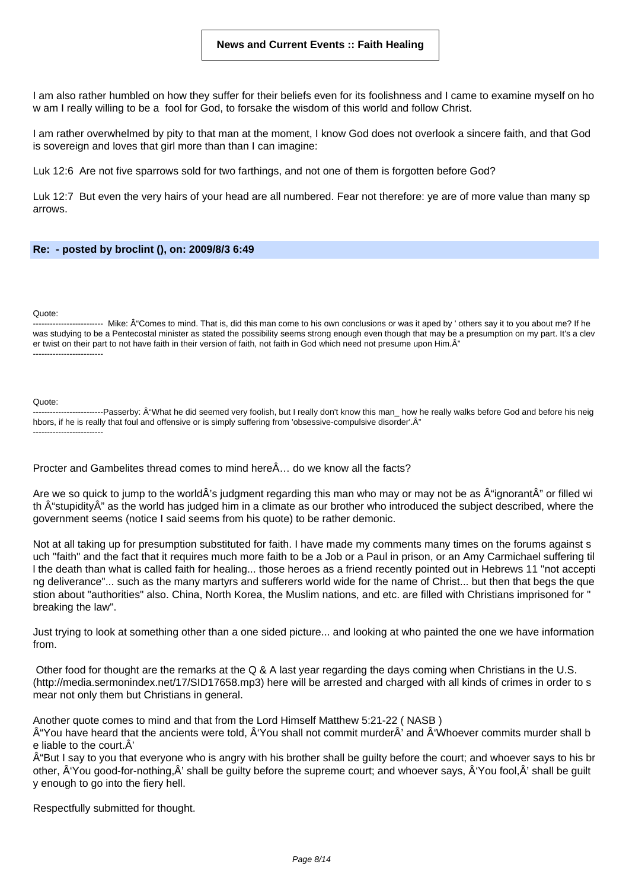I am also rather humbled on how they suffer for their beliefs even for its foolishness and I came to examine myself on how am I really willing to be a fool for God, to forsake the wisdom of this world and follow Christ.

I am rather overwhelmed by pity to that man at the moment, I know God does not overlook a sincere faith, and that God is sovereign and loves that girl more than than I can imagine:

Luk 12:6 Are not five sparrows sold for two farthings, and not one of them is forgotten before God?

Luk 12:7 But even the very hairs of your head are all numbered. Fear not therefore: ye are of more value than many sparrows.

**Re: - posted by broclint (), on: 2009/8/3 6:49**

Quote:
------------------------- Mike: Â“Comes to mind. That is, did this man come to his own conclusions or was it aped by ' others say it to you about me? If he was studying to be a Pentecostal minister as stated the possibility seems strong enough even though that may be a presumption on my part. It's a clever twist on their part to not have faith in their version of faith, not faith in God which need not presume upon Him.Â”
-------------------------

Quote:
-------------------------Passerby: Â“What he did seemed very foolish, but I really don't know this man_ how he really walks before God and before his neighbors, if he is really that foul and offensive or is simply suffering from 'obsessive-compulsive disorder'.Â”
-------------------------

Procter and Gambelites thread comes to mind hereÂ… do we know all the facts?

Are we so quick to jump to the worldÂ’s judgment regarding this man who may or may not be as Â“ignorantÂ” or filled with Â“stupidityÂ” as the world has judged him in a climate as our brother who introduced the subject described, where the government seems (notice I said seems from his quote) to be rather demonic.

Not at all taking up for presumption substituted for faith. I have made my comments many times on the forums against such "faith" and the fact that it requires much more faith to be a Job or a Paul in prison, or an Amy Carmichael suffering till the death than what is called faith for healing... those heroes as a friend recently pointed out in Hebrews 11 "not accepting deliverance"... such as the many martyrs and sufferers world wide for the name of Christ... but then that begs the question about "authorities" also. China, North Korea, the Muslim nations, and etc. are filled with Christians imprisoned for "breaking the law".

Just trying to look at something other than a one sided picture... and looking at who painted the one we have information from.

Other food for thought are the remarks at the Q & A last year regarding the days coming when Christians in the U.S. (http://media.sermonindex.net/17/SID17658.mp3) here will be arrested and charged with all kinds of crimes in order to smear not only them but Christians in general.

Another quote comes to mind and that from the Lord Himself Matthew 5:21-22 ( NASB )
Â“You have heard that the ancients were told, Â‘You shall not commit murderÂ’ and Â‘Whoever commits murder shall be liable to the court.Â’
Â“But I say to you that everyone who is angry with his brother shall be guilty before the court; and whoever says to his brother, Â‘You good-for-nothing,Â’ shall be guilty before the supreme court; and whoever says, Â‘You fool,Â’ shall be guilty enough to go into the fiery hell.

Respectfully submitted for thought.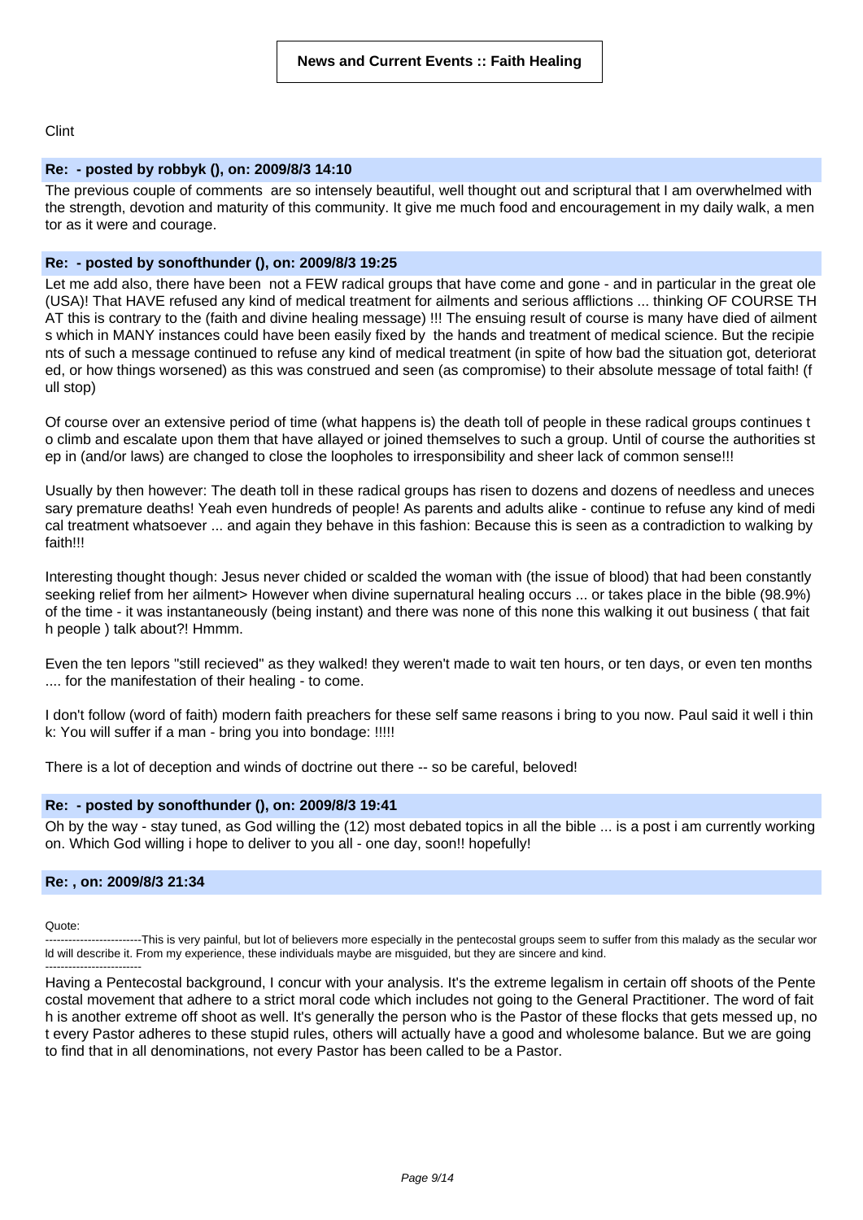**News and Current Events :: Faith Healing**

Clint

**Re: - posted by robbyk (), on: 2009/8/3 14:10**

The previous couple of comments are so intensely beautiful, well thought out and scriptural that I am overwhelmed with the strength, devotion and maturity of this community. It give me much food and encouragement in my daily walk, a mentor as it were and courage.

**Re: - posted by sonofthunder (), on: 2009/8/3 19:25**

Let me add also, there have been not a FEW radical groups that have come and gone - and in particular in the great ole (USA)! That HAVE refused any kind of medical treatment for ailments and serious afflictions ... thinking OF COURSE THAT this is contrary to the (faith and divine healing message) !!! The ensuing result of course is many have died of ailments which in MANY instances could have been easily fixed by the hands and treatment of medical science. But the recipients of such a message continued to refuse any kind of medical treatment (in spite of how bad the situation got, deteriorated, or how things worsened) as this was construed and seen (as compromise) to their absolute message of total faith! (full stop)

Of course over an extensive period of time (what happens is) the death toll of people in these radical groups continues to climb and escalate upon them that have allayed or joined themselves to such a group. Until of course the authorities step in (and/or laws) are changed to close the loopholes to irresponsibility and sheer lack of common sense!!!

Usually by then however: The death toll in these radical groups has risen to dozens and dozens of needless and unecessary premature deaths! Yeah even hundreds of people! As parents and adults alike - continue to refuse any kind of medical treatment whatsoever ... and again they behave in this fashion: Because this is seen as a contradiction to walking by faith!!!

Interesting thought though: Jesus never chided or scalded the woman with (the issue of blood) that had been constantly seeking relief from her ailment> However when divine supernatural healing occurs ... or takes place in the bible (98.9%) of the time - it was instantaneously (being instant) and there was none of this none this walking it out business ( that faith people ) talk about?! Hmmm.

Even the ten lepors "still recieved" as they walked! they weren't made to wait ten hours, or ten days, or even ten months .... for the manifestation of their healing - to come.

I don't follow (word of faith) modern faith preachers for these self same reasons i bring to you now. Paul said it well i think: You will suffer if a man - bring you into bondage: !!!!!

There is a lot of deception and winds of doctrine out there -- so be careful, beloved!

**Re: - posted by sonofthunder (), on: 2009/8/3 19:41**

Oh by the way - stay tuned, as God willing the (12) most debated topics in all the bible ... is a post i am currently working on. Which God willing i hope to deliver to you all - one day, soon!! hopefully!

**Re: , on: 2009/8/3 21:34**

Quote:
-------------------------This is very painful, but lot of believers more especially in the pentecostal groups seem to suffer from this malady as the secular world will describe it. From my experience, these individuals maybe are misguided, but they are sincere and kind.
-------------------------

Having a Pentecostal background, I concur with your analysis. It's the extreme legalism in certain off shoots of the Pentecostal movement that adhere to a strict moral code which includes not going to the General Practitioner. The word of faith is another extreme off shoot as well. It's generally the person who is the Pastor of these flocks that gets messed up, not every Pastor adheres to these stupid rules, others will actually have a good and wholesome balance. But we are going to find that in all denominations, not every Pastor has been called to be a Pastor.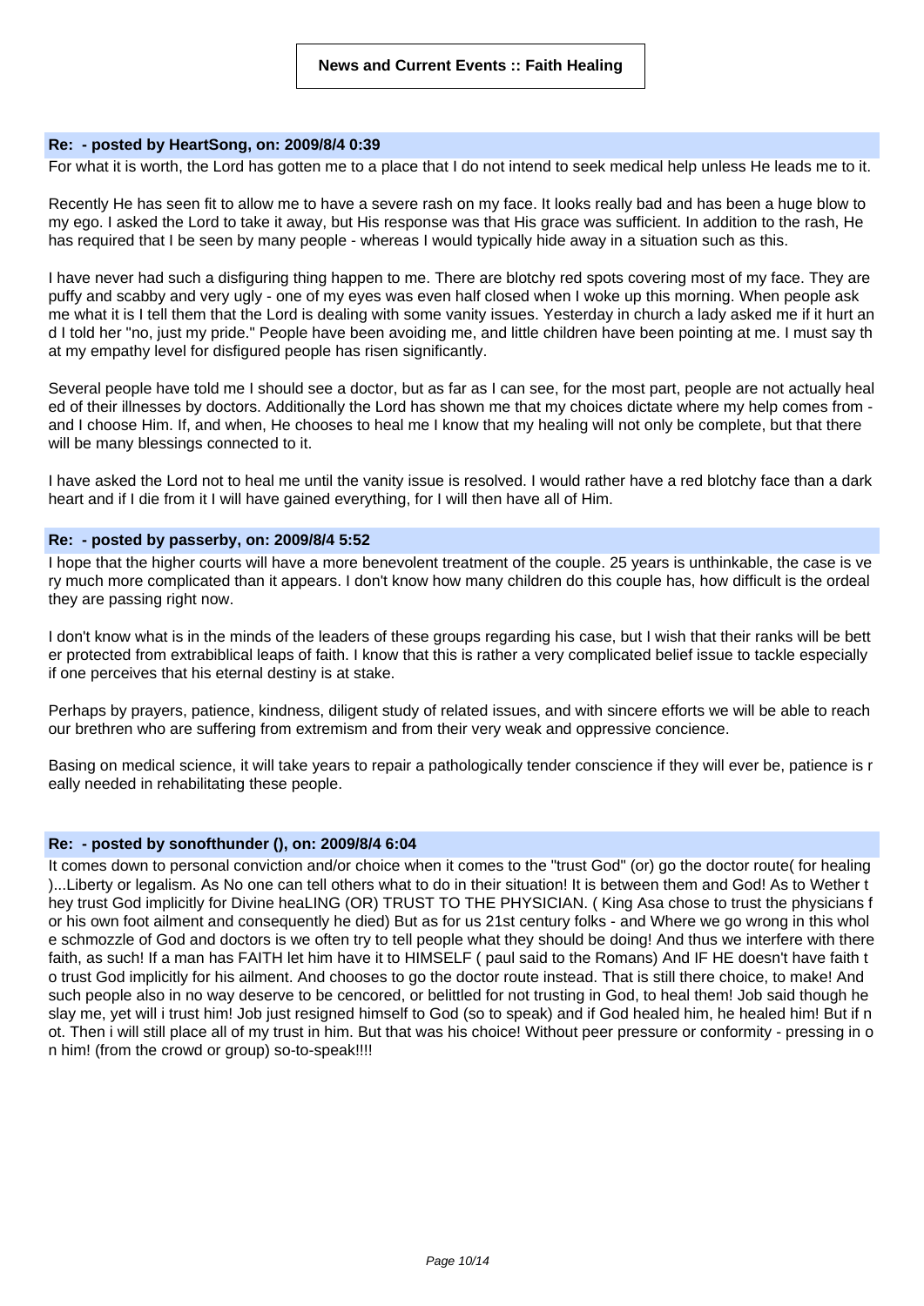**News and Current Events :: Faith Healing**

### Re: - posted by HeartSong, on: 2009/8/4 0:39

For what it is worth, the Lord has gotten me to a place that I do not intend to seek medical help unless He leads me to it.

Recently He has seen fit to allow me to have a severe rash on my face. It looks really bad and has been a huge blow to my ego. I asked the Lord to take it away, but His response was that His grace was sufficient. In addition to the rash, He has required that I be seen by many people - whereas I would typically hide away in a situation such as this.

I have never had such a disfiguring thing happen to me. There are blotchy red spots covering most of my face. They are puffy and scabby and very ugly - one of my eyes was even half closed when I woke up this morning. When people ask me what it is I tell them that the Lord is dealing with some vanity issues. Yesterday in church a lady asked me if it hurt and I told her "no, just my pride." People have been avoiding me, and little children have been pointing at me. I must say that my empathy level for disfigured people has risen significantly.

Several people have told me I should see a doctor, but as far as I can see, for the most part, people are not actually healed of their illnesses by doctors. Additionally the Lord has shown me that my choices dictate where my help comes from - and I choose Him. If, and when, He chooses to heal me I know that my healing will not only be complete, but that there will be many blessings connected to it.

I have asked the Lord not to heal me until the vanity issue is resolved. I would rather have a red blotchy face than a dark heart and if I die from it I will have gained everything, for I will then have all of Him.

### Re: - posted by passerby, on: 2009/8/4 5:52

I hope that the higher courts will have a more benevolent treatment of the couple. 25 years is unthinkable, the case is very much more complicated than it appears. I don't know how many children do this couple has, how difficult is the ordeal they are passing right now.

I don't know what is in the minds of the leaders of these groups regarding his case, but I wish that their ranks will be better protected from extrabiblical leaps of faith. I know that this is rather a very complicated belief issue to tackle especially if one perceives that his eternal destiny is at stake.

Perhaps by prayers, patience, kindness, diligent study of related issues, and with sincere efforts we will be able to reach our brethren who are suffering from extremism and from their very weak and oppressive concience.

Basing on medical science, it will take years to repair a pathologically tender conscience if they will ever be, patience is really needed in rehabilitating these people.

### Re: - posted by sonofthunder (), on: 2009/8/4 6:04

It comes down to personal conviction and/or choice when it comes to the "trust God" (or) go the doctor route( for healing )...Liberty or legalism. As No one can tell others what to do in their situation! It is between them and God! As to Wether they trust God implicitly for Divine heaLING (OR) TRUST TO THE PHYSICIAN. ( King Asa chose to trust the physicians for his own foot ailment and consequently he died) But as for us 21st century folks - and Where we go wrong in this whole schmozzle of God and doctors is we often try to tell people what they should be doing! And thus we interfere with there faith, as such! If a man has FAITH let him have it to HIMSELF ( paul said to the Romans) And IF HE doesn't have faith to trust God implicitly for his ailment. And chooses to go the doctor route instead. That is still there choice, to make! And such people also in no way deserve to be cencored, or belittled for not trusting in God, to heal them! Job said though he slay me, yet will i trust him! Job just resigned himself to God (so to speak) and if God healed him, he healed him! But if not. Then i will still place all of my trust in him. But that was his choice! Without peer pressure or conformity - pressing in on him! (from the crowd or group) so-to-speak!!!!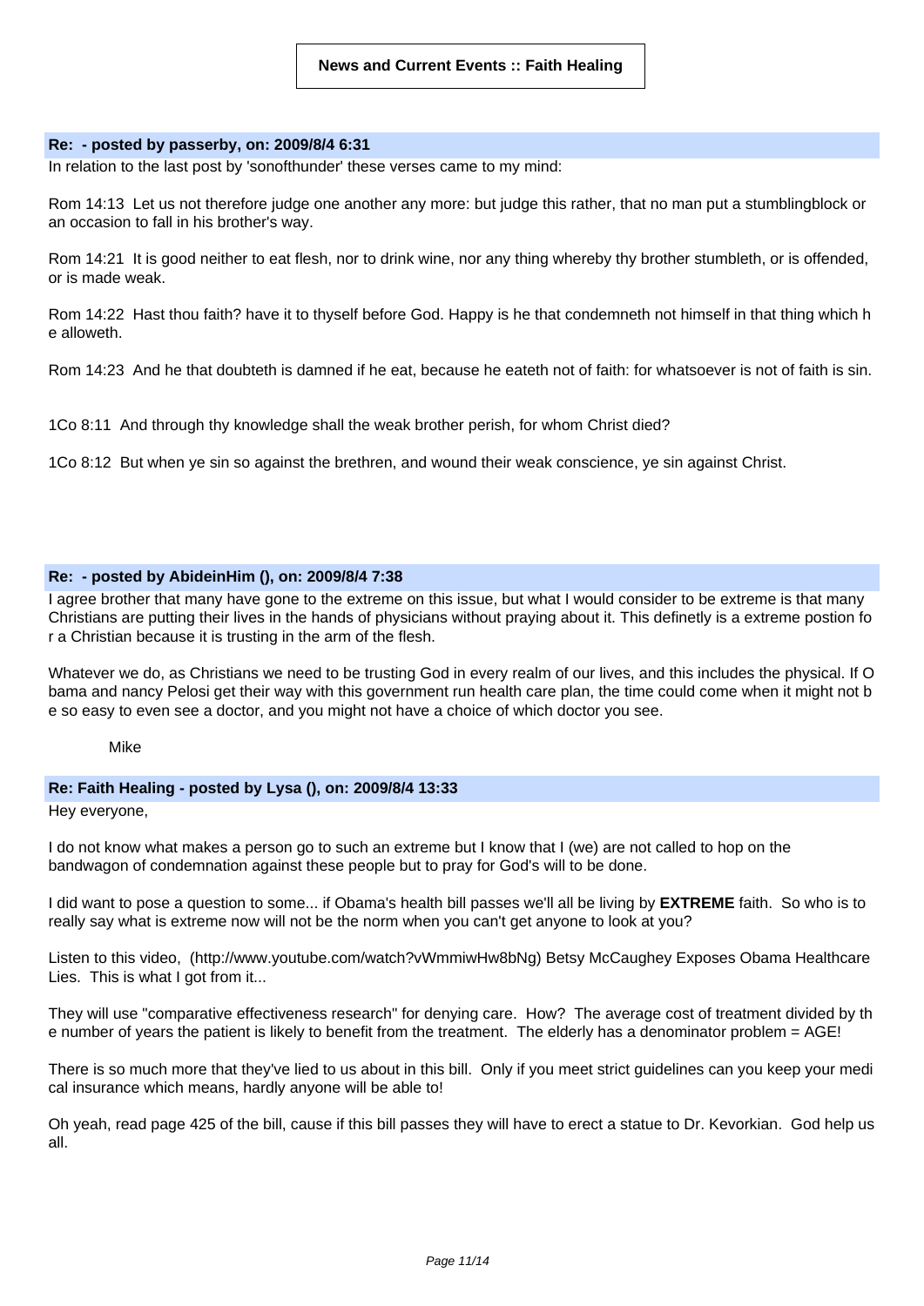**News and Current Events :: Faith Healing**

**Re: - posted by passerby, on: 2009/8/4 6:31**

In relation to the last post by 'sonofthunder' these verses came to my mind:

Rom 14:13 Let us not therefore judge one another any more: but judge this rather, that no man put a stumblingblock or an occasion to fall in his brother's way.

Rom 14:21 It is good neither to eat flesh, nor to drink wine, nor any thing whereby thy brother stumbleth, or is offended, or is made weak.

Rom 14:22 Hast thou faith? have it to thyself before God. Happy is he that condemneth not himself in that thing which he alloweth.

Rom 14:23 And he that doubteth is damned if he eat, because he eateth not of faith: for whatsoever is not of faith is sin.

1Co 8:11 And through thy knowledge shall the weak brother perish, for whom Christ died?

1Co 8:12 But when ye sin so against the brethren, and wound their weak conscience, ye sin against Christ.

**Re: - posted by AbideinHim (), on: 2009/8/4 7:38**

I agree brother that many have gone to the extreme on this issue, but what I would consider to be extreme is that many Christians are putting their lives in the hands of physicians without praying about it. This definetly is a extreme postion for a Christian because it is trusting in the arm of the flesh.

Whatever we do, as Christians we need to be trusting God in every realm of our lives, and this includes the physical. If Obama and nancy Pelosi get their way with this government run health care plan, the time could come when it might not be so easy to even see a doctor, and you might not have a choice of which doctor you see.

Mike

**Re: Faith Healing - posted by Lysa (), on: 2009/8/4 13:33**

Hey everyone,

I do not know what makes a person go to such an extreme but I know that I (we) are not called to hop on the bandwagon of condemnation against these people but to pray for God's will to be done.

I did want to pose a question to some... if Obama's health bill passes we'll all be living by **EXTREME** faith. So who is to really say what is extreme now will not be the norm when you can't get anyone to look at you?

Listen to this video, (http://www.youtube.com/watch?vWmmiwHw8bNg) Betsy McCaughey Exposes Obama Healthcare Lies. This is what I got from it...

They will use "comparative effectiveness research" for denying care. How? The average cost of treatment divided by the number of years the patient is likely to benefit from the treatment. The elderly has a denominator problem = AGE!

There is so much more that they've lied to us about in this bill. Only if you meet strict guidelines can you keep your medical insurance which means, hardly anyone will be able to!

Oh yeah, read page 425 of the bill, cause if this bill passes they will have to erect a statue to Dr. Kevorkian. God help us all.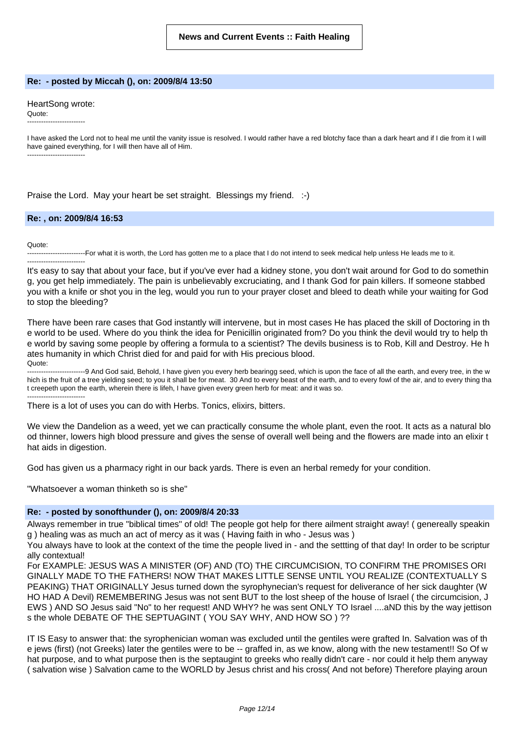**News and Current Events :: Faith Healing**

**Re: - posted by Miccah (), on: 2009/8/4 13:50**

HeartSong wrote:
Quote:
-------------------------
I have asked the Lord not to heal me until the vanity issue is resolved. I would rather have a red blotchy face than a dark heart and if I die from it I will have gained everything, for I will then have all of Him.
-------------------------

Praise the Lord. May your heart be set straight. Blessings my friend. :-)

**Re: , on: 2009/8/4 16:53**

Quote:
-------------------------For what it is worth, the Lord has gotten me to a place that I do not intend to seek medical help unless He leads me to it.
-------------------------

It's easy to say that about your face, but if you've ever had a kidney stone, you don't wait around for God to do something, you get help immediately. The pain is unbelievably excruciating, and I thank God for pain killers. If someone stabbed you with a knife or shot you in the leg, would you run to your prayer closet and bleed to death while your waiting for God to stop the bleeding?

There have been rare cases that God instantly will intervene, but in most cases He has placed the skill of Doctoring in the world to be used. Where do you think the idea for Penicillin originated from? Do you think the devil would try to help the world by saving some people by offering a formula to a scientist? The devils business is to Rob, Kill and Destroy. He hates humanity in which Christ died for and paid for with His precious blood.

Quote:
-------------------------9 And God said, Behold, I have given you every herb bearingg seed, which is upon the face of all the earth, and every tree, in the which is the fruit of a tree yielding seed; to you it shall be for meat. 30 And to every beast of the earth, and to every fowl of the air, and to every thing that creepeth upon the earth, wherein there is lifeh, I have given every green herb for meat: and it was so.
-------------------------

There is a lot of uses you can do with Herbs. Tonics, elixirs, bitters.

We view the Dandelion as a weed, yet we can practically consume the whole plant, even the root. It acts as a natural blood thinner, lowers high blood pressure and gives the sense of overall well being and the flowers are made into an elixir that aids in digestion.

God has given us a pharmacy right in our back yards. There is even an herbal remedy for your condition.

"Whatsoever a woman thinketh so is she"

**Re: - posted by sonofthunder (), on: 2009/8/4 20:33**

Always remember in true "biblical times" of old! The people got help for there ailment straight away! ( genereally speaking ) healing was as much an act of mercy as it was ( Having faith in who - Jesus was )

You always have to look at the context of the time the people lived in - and the settting of that day! In order to be scripturally contextual!

For EXAMPLE: JESUS WAS A MINISTER (OF) AND (TO) THE CIRCUMCISION, TO CONFIRM THE PROMISES ORIGINALLY MADE TO THE FATHERS! NOW THAT MAKES LITTLE SENSE UNTIL YOU REALIZE (CONTEXTUALLY SPEAKING) THAT ORIGINALLY Jesus turned down the syrophynecian's request for deliverance of her sick daughter (WHO HAD A Devil) REMEMBERING Jesus was not sent BUT to the lost sheep of the house of Israel ( the circumcision, JEWS ) AND SO Jesus said "No" to her request! AND WHY? he was sent ONLY TO Israel ....aND this by the way jettisons the whole DEBATE OF THE SEPTUAGINT ( YOU SAY WHY, AND HOW SO ) ??

IT IS Easy to answer that: the syrophenician woman was excluded until the gentiles were grafted In. Salvation was of the jews (first) (not Greeks) later the gentiles were to be -- graffed in, as we know, along with the new testament!! So Of what purpose, and to what purpose then is the septaugint to greeks who really didn't care - nor could it help them anyway ( salvation wise ) Salvation came to the WORLD by Jesus christ and his cross( And not before) Therefore playing aroun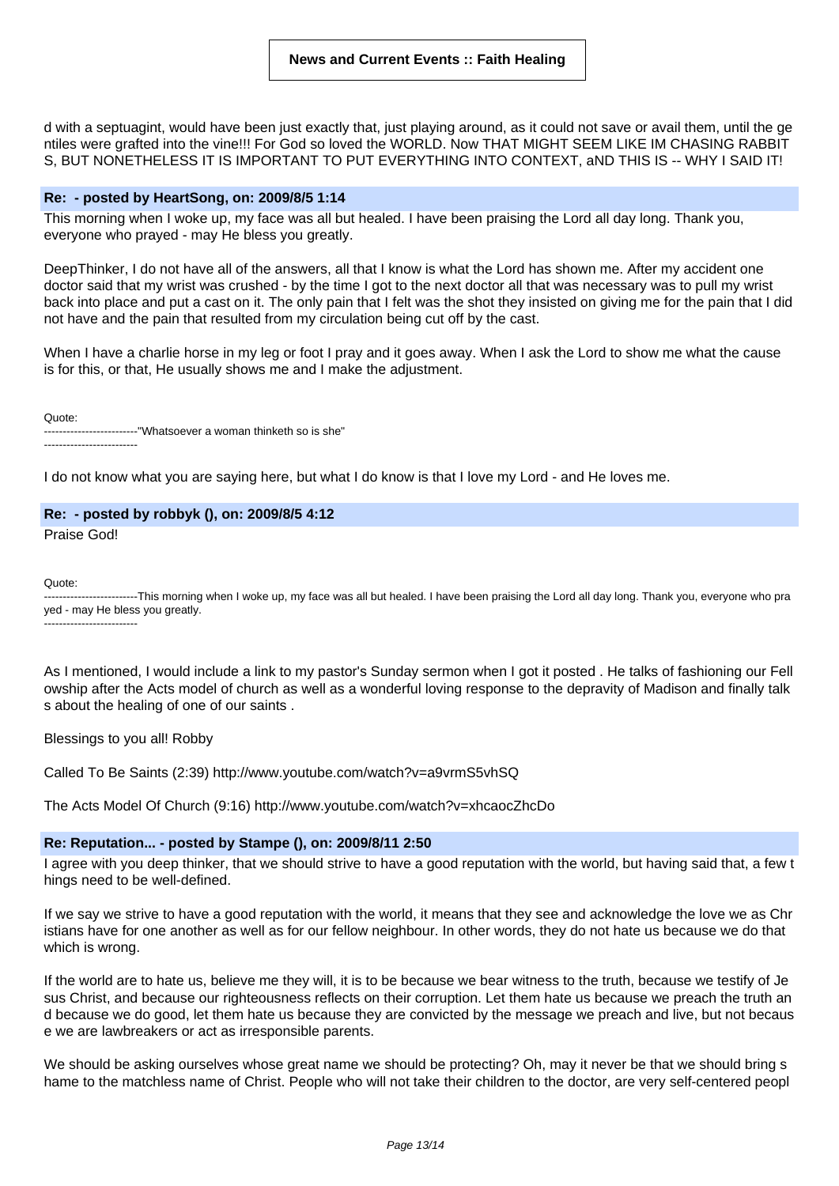d with a septuagint, would have been just exactly that, just playing around, as it could not save or avail them, until the gentiles were grafted into the vine!!! For God so loved the WORLD. Now THAT MIGHT SEEM LIKE IM CHASING RABBITS, BUT NONETHELESS IT IS IMPORTANT TO PUT EVERYTHING INTO CONTEXT, aND THIS IS -- WHY I SAID IT!

#### Re: - posted by HeartSong, on: 2009/8/5 1:14

This morning when I woke up, my face was all but healed. I have been praising the Lord all day long. Thank you, everyone who prayed - may He bless you greatly.

DeepThinker, I do not have all of the answers, all that I know is what the Lord has shown me. After my accident one doctor said that my wrist was crushed - by the time I got to the next doctor all that was necessary was to pull my wrist back into place and put a cast on it. The only pain that I felt was the shot they insisted on giving me for the pain that I did not have and the pain that resulted from my circulation being cut off by the cast.

When I have a charlie horse in my leg or foot I pray and it goes away. When I ask the Lord to show me what the cause is for this, or that, He usually shows me and I make the adjustment.

Quote:
-------------------------"Whatsoever a woman thinketh so is she"
-------------------------

I do not know what you are saying here, but what I do know is that I love my Lord - and He loves me.

#### Re: - posted by robbyk (), on: 2009/8/5 4:12

Praise God!

Quote:
-------------------------This morning when I woke up, my face was all but healed. I have been praising the Lord all day long. Thank you, everyone who prayed - may He bless you greatly.
-------------------------

As I mentioned, I would include a link to my pastor's Sunday sermon when I got it posted . He talks of fashioning our Fellowship after the Acts model of church as well as a wonderful loving response to the depravity of Madison and finally talks about the healing of one of our saints .

Blessings to you all! Robby

Called To Be Saints (2:39) http://www.youtube.com/watch?v=a9vrmS5vhSQ

The Acts Model Of Church (9:16) http://www.youtube.com/watch?v=xhcaocZhcDo

#### Re: Reputation... - posted by Stampe (), on: 2009/8/11 2:50

I agree with you deep thinker, that we should strive to have a good reputation with the world, but having said that, a few things need to be well-defined.

If we say we strive to have a good reputation with the world, it means that they see and acknowledge the love we as Christians have for one another as well as for our fellow neighbour. In other words, they do not hate us because we do that which is wrong.

If the world are to hate us, believe me they will, it is to be because we bear witness to the truth, because we testify of Jesus Christ, and because our righteousness reflects on their corruption. Let them hate us because we preach the truth and because we do good, let them hate us because they are convicted by the message we preach and live, but not because we are lawbreakers or act as irresponsible parents.

We should be asking ourselves whose great name we should be protecting? Oh, may it never be that we should bring shame to the matchless name of Christ. People who will not take their children to the doctor, are very self-centered peopl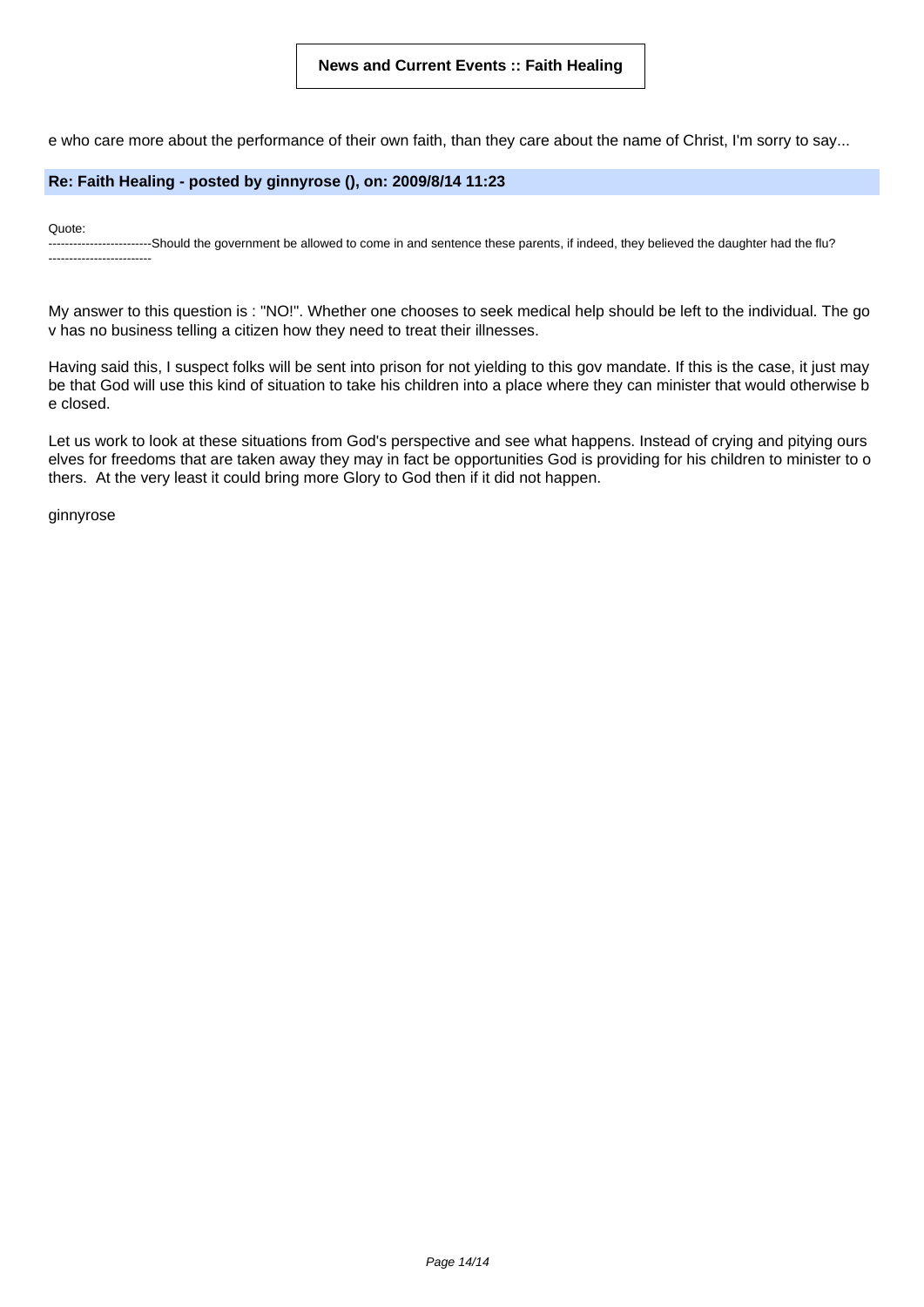e who care more about the performance of their own faith, than they care about the name of Christ, I'm sorry to say...

**Re: Faith Healing - posted by ginnyrose (), on: 2009/8/14 11:23**

Quote:
-------------------------Should the government be allowed to come in and sentence these parents, if indeed, they believed the daughter had the flu?
-------------------------

My answer to this question is : "NO!". Whether one chooses to seek medical help should be left to the individual. The gov has no business telling a citizen how they need to treat their illnesses.

Having said this, I suspect folks will be sent into prison for not yielding to this gov mandate. If this is the case, it just may be that God will use this kind of situation to take his children into a place where they can minister that would otherwise be closed.

Let us work to look at these situations from God's perspective and see what happens. Instead of crying and pitying ourselves for freedoms that are taken away they may in fact be opportunities God is providing for his children to minister to others. At the very least it could bring more Glory to God then if it did not happen.

ginnyrose